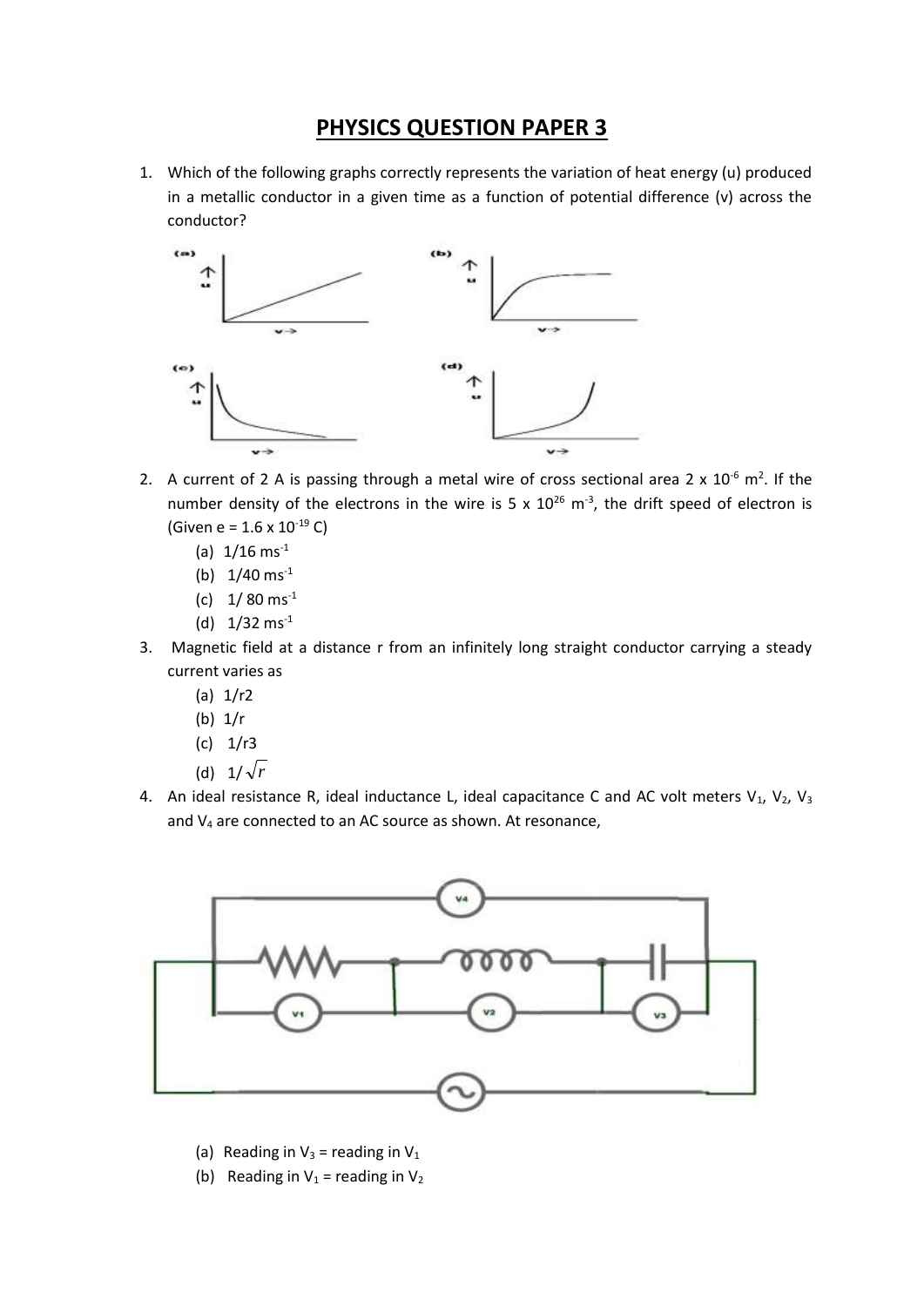# PHYSICS QUESTION PAPER 3

1. Which of the following graphs correctly represents the variation of heat energy (u) produced in a metallic conductor in a given time as a function of potential difference (v) across the conductor?

   (a) (b) (c) (d)

2. A current of 2 A is passing through a metal wire of cross sectional area $2 \times 10^{-6}$ $m^2$. If the number density of the electrons in the wire is $5 \times 10^{26}$ $m^{-3}$, the drift speed of electron is (Given e = $1.6 \times 10^{-19}$ C)
   (a) 1/16 $ms^{-1}$
   (b) 1/40 $ms^{-1}$
   (c) 1/ 80 $ms^{-1}$
   (d) 1/32 $ms^{-1}$

3. Magnetic field at a distance r from an infinitely long straight conductor carrying a steady current varies as
   (a) 1/r2
   (b) 1/r
   (c) 1/r3
   (d) $1/\sqrt{r}$

4. An ideal resistance R, ideal inductance L, ideal capacitance C and AC volt meters $V_1$, $V_2$, $V_3$ and $V_4$ are connected to an AC source as shown. At resonance,

   (a) Reading in $V_3$ = reading in $V_1$
   (b) Reading in $V_1$ = reading in $V_2$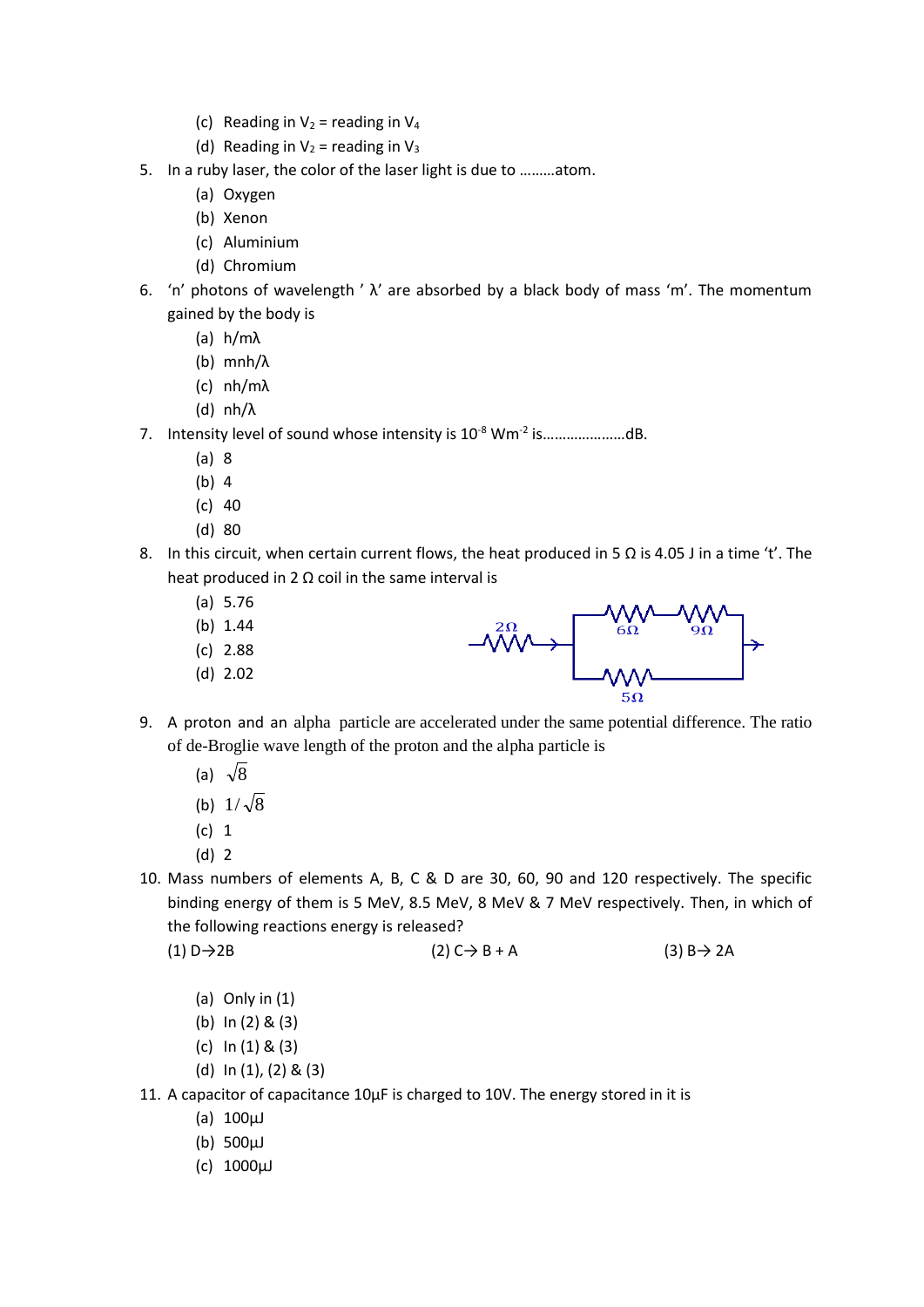(c) Reading in $V_2$ = reading in $V_4$

(d) Reading in $V_2$ = reading in $V_3$

5. In a ruby laser, the color of the laser light is due to ………atom.
   (a) Oxygen
   (b) Xenon
   (c) Aluminium
   (d) Chromium

6. 'n' photons of wavelength ' λ' are absorbed by a black body of mass 'm'. The momentum gained by the body is
   (a) $h/m\lambda$
   (b) $mnh/\lambda$
   (c) $nh/m\lambda$
   (d) $nh/\lambda$

7. Intensity level of sound whose intensity is $10^{-8}$ $Wm^{-2}$ is…………………dB.
   (a) 8
   (b) 4
   (c) 40
   (d) 80

8. In this circuit, when certain current flows, the heat produced in 5 Ω is 4.05 J in a time 't'. The heat produced in 2 Ω coil in the same interval is
   (a) 5.76
   (b) 1.44
   (c) 2.88
   (d) 2.02

   2Ω
   6Ω 9Ω
   5Ω

9. A proton and an alpha particle are accelerated under the same potential difference. The ratio of de-Broglie wave length of the proton and the alpha particle is
   (a) $\sqrt{8}$
   (b) $1/\sqrt{8}$
   (c) 1
   (d) 2

10. Mass numbers of elements A, B, C & D are 30, 60, 90 and 120 respectively. The specific binding energy of them is 5 MeV, 8.5 MeV, 8 MeV & 7 MeV respectively. Then, in which of the following reactions energy is released?

    (1) D→2B (2) C→ B + A (3) B→ 2A

    (a) Only in (1)
    (b) In (2) & (3)
    (c) In (1) & (3)
    (d) In (1), (2) & (3)

11. A capacitor of capacitance 10μF is charged to 10V. The energy stored in it is
    (a) 100μJ
    (b) 500μJ
    (c) 1000μJ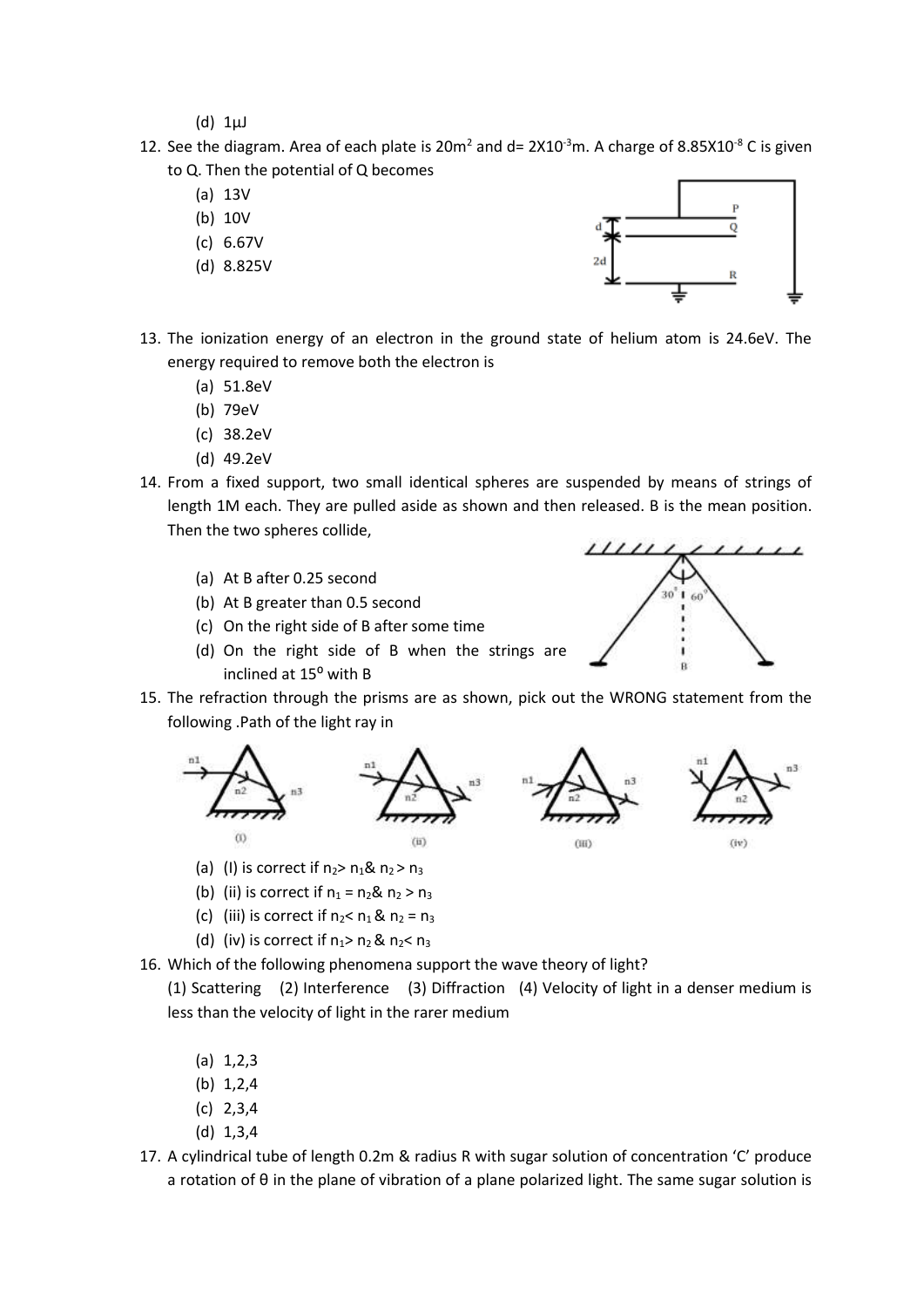(d) 1μJ

12. See the diagram. Area of each plate is $20m^2$ and d= $2X10^{-3}$m. A charge of $8.85X10^{-8}$ C is given to Q. Then the potential of Q becomes
    (a) 13V
    (b) 10V
    (c) 6.67V
    (d) 8.825V

13. The ionization energy of an electron in the ground state of helium atom is 24.6eV. The energy required to remove both the electron is
    (a) 51.8eV
    (b) 79eV
    (c) 38.2eV
    (d) 49.2eV

14. From a fixed support, two small identical spheres are suspended by means of strings of length 1M each. They are pulled aside as shown and then released. B is the mean position. Then the two spheres collide,
    (a) At B after 0.25 second
    (b) At B greater than 0.5 second
    (c) On the right side of B after some time
    (d) On the right side of B when the strings are inclined at $15^0$ with B

15. The refraction through the prisms are as shown, pick out the WRONG statement from the following .Path of the light ray in
    (a) (I) is correct if $n_2 > n_1$ & $n_2 > n_3$
    (b) (ii) is correct if $n_1 = n_2$ & $n_2 > n_3$
    (c) (iii) is correct if $n_2 < n_1$ & $n_2 = n_3$
    (d) (iv) is correct if $n_1 > n_2$ & $n_2 < n_3$

16. Which of the following phenomena support the wave theory of light?
    (1) Scattering (2) Interference (3) Diffraction (4) Velocity of light in a denser medium is less than the velocity of light in the rarer medium
    (a) 1,2,3
    (b) 1,2,4
    (c) 2,3,4
    (d) 1,3,4

17. A cylindrical tube of length 0.2m & radius R with sugar solution of concentration 'C' produce a rotation of θ in the plane of vibration of a plane polarized light. The same sugar solution is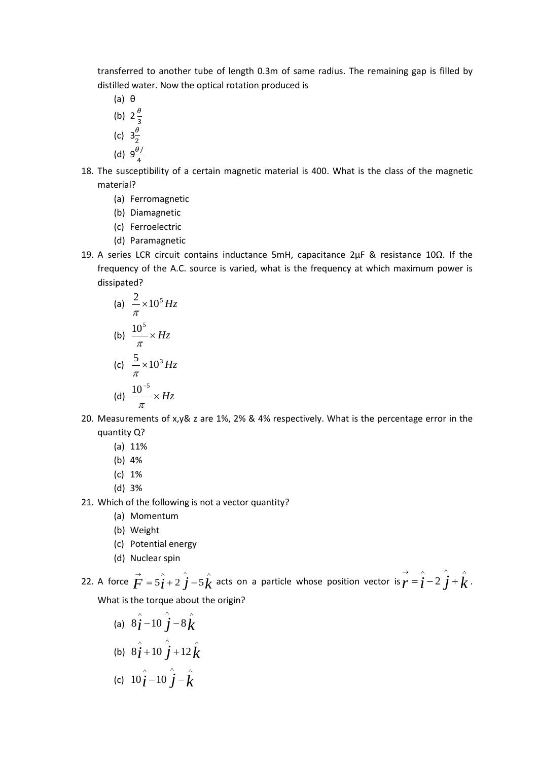transferred to another tube of length 0.3m of same radius. The remaining gap is filled by distilled water. Now the optical rotation produced is

(a) θ
(b) $2\frac{\theta}{3}$
(c) $3\frac{\theta}{2}$
(d) $9\frac{\theta/}{4}$

18. The susceptibility of a certain magnetic material is 400. What is the class of the magnetic material?
    (a) Ferromagnetic
    (b) Diamagnetic
    (c) Ferroelectric
    (d) Paramagnetic

19. A series LCR circuit contains inductance 5mH, capacitance 2μF & resistance 10Ω. If the frequency of the A.C. source is varied, what is the frequency at which maximum power is dissipated?
    (a) $\frac{2}{\pi}\times 10^5 Hz$
    (b) $\frac{10^5}{\pi}\times Hz$
    (c) $\frac{5}{\pi}\times 10^3 Hz$
    (d) $\frac{10^{-5}}{\pi}\times Hz$

20. Measurements of x,y& z are 1%, 2% & 4% respectively. What is the percentage error in the quantity Q?
    (a) 11%
    (b) 4%
    (c) 1%
    (d) 3%

21. Which of the following is not a vector quantity?
    (a) Momentum
    (b) Weight
    (c) Potential energy
    (d) Nuclear spin

22. A force $\vec{F} = 5\hat{i} + 2\hat{j} - 5\hat{k}$ acts on a particle whose position vector is $\vec{r} = \hat{i} - 2\hat{j} + \hat{k}$. What is the torque about the origin?
    (a) $8\hat{i} - 10\hat{j} - 8\hat{k}$
    (b) $8\hat{i} + 10\hat{j} + 12\hat{k}$
    (c) $10\hat{i} - 10\hat{j} - \hat{k}$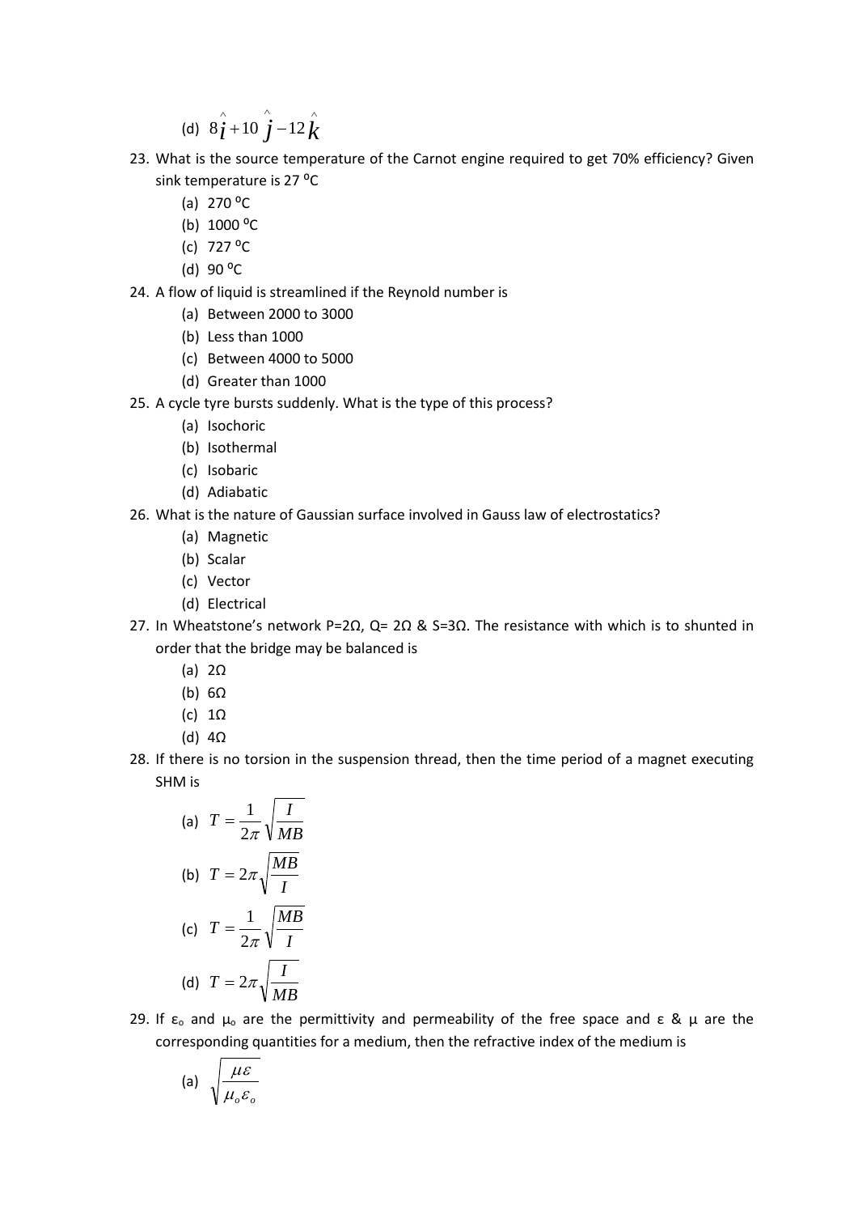(d) $8\hat{i}+10\hat{j}-12\hat{k}$

23. What is the source temperature of the Carnot engine required to get 70% efficiency? Given sink temperature is 27 $^{o}$C
    (a) 270 $^{o}$C
    (b) 1000 $^{o}$C
    (c) 727 $^{o}$C
    (d) 90 $^{o}$C
24. A flow of liquid is streamlined if the Reynold number is
    (a) Between 2000 to 3000
    (b) Less than 1000
    (c) Between 4000 to 5000
    (d) Greater than 1000
25. A cycle tyre bursts suddenly. What is the type of this process?
    (a) Isochoric
    (b) Isothermal
    (c) Isobaric
    (d) Adiabatic
26. What is the nature of Gaussian surface involved in Gauss law of electrostatics?
    (a) Magnetic
    (b) Scalar
    (c) Vector
    (d) Electrical
27. In Wheatstone's network P=2Ω, Q= 2Ω & S=3Ω. The resistance with which is to shunted in order that the bridge may be balanced is
    (a) 2Ω
    (b) 6Ω
    (c) 1Ω
    (d) 4Ω
28. If there is no torsion in the suspension thread, then the time period of a magnet executing SHM is
    (a) $T=\frac{1}{2\pi}\sqrt{\frac{I}{MB}}$
    (b) $T=2\pi\sqrt{\frac{MB}{I}}$
    (c) $T=\frac{1}{2\pi}\sqrt{\frac{MB}{I}}$
    (d) $T=2\pi\sqrt{\frac{I}{MB}}$
29. If $\varepsilon_o$ and $\mu_o$ are the permittivity and permeability of the free space and ε & μ are the corresponding quantities for a medium, then the refractive index of the medium is
    (a) $\sqrt{\frac{\mu\varepsilon}{\mu_o\varepsilon_o}}$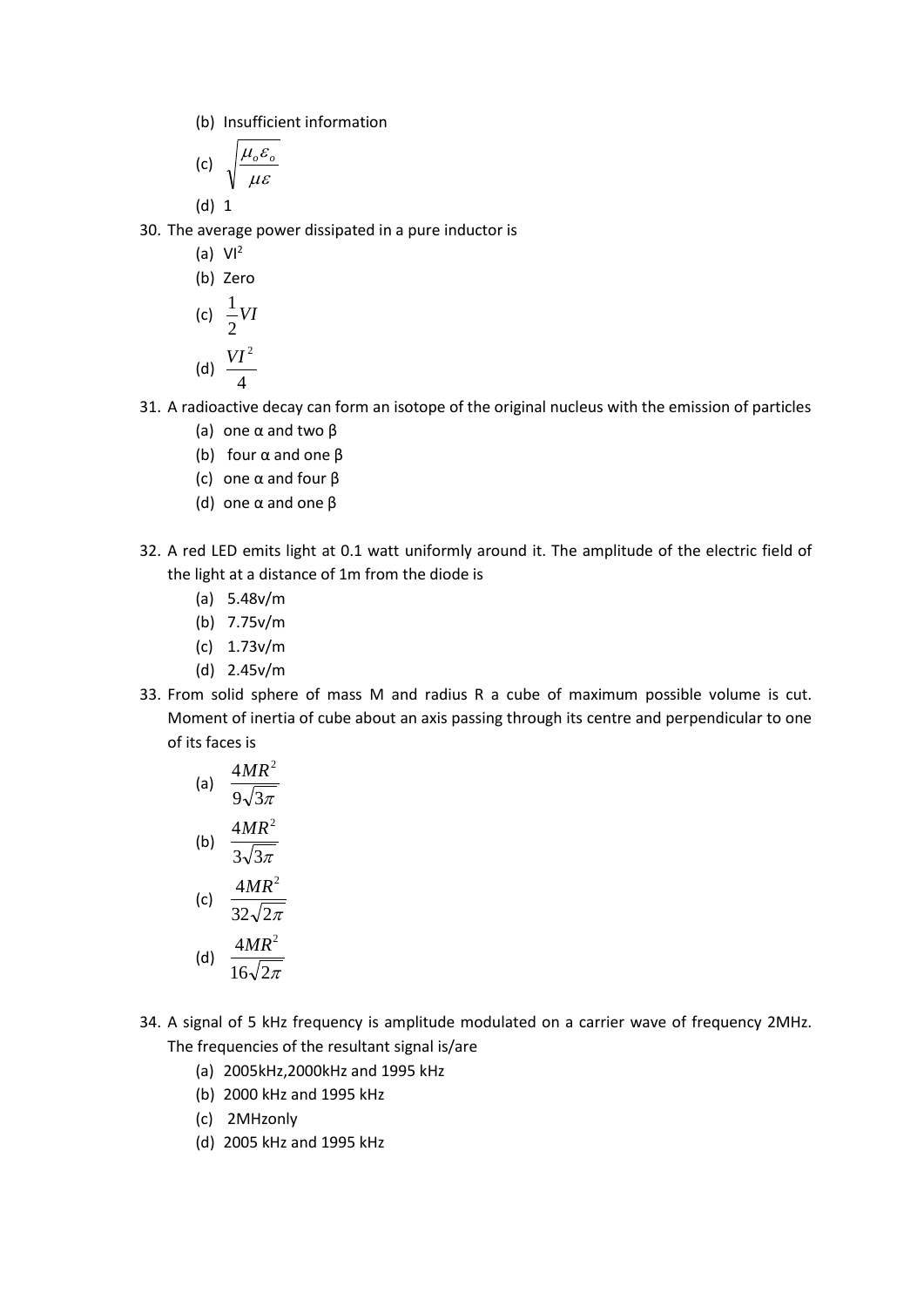(b) Insufficient information

(c) $\sqrt{\dfrac{\mu_o \varepsilon_o}{\mu \varepsilon}}$

(d) 1

30. The average power dissipated in a pure inductor is
    (a) $VI^2$
    (b) Zero
    (c) $\dfrac{1}{2}VI$
    (d) $\dfrac{VI^2}{4}$

31. A radioactive decay can form an isotope of the original nucleus with the emission of particles
    (a) one α and two β
    (b) four α and one β
    (c) one α and four β
    (d) one α and one β

32. A red LED emits light at 0.1 watt uniformly around it. The amplitude of the electric field of the light at a distance of 1m from the diode is
    (a) 5.48v/m
    (b) 7.75v/m
    (c) 1.73v/m
    (d) 2.45v/m

33. From solid sphere of mass M and radius R a cube of maximum possible volume is cut. Moment of inertia of cube about an axis passing through its centre and perpendicular to one of its faces is
    (a) $\dfrac{4MR^2}{9\sqrt{3}\pi}$
    (b) $\dfrac{4MR^2}{3\sqrt{3}\pi}$
    (c) $\dfrac{4MR^2}{32\sqrt{2}\pi}$
    (d) $\dfrac{4MR^2}{16\sqrt{2}\pi}$

34. A signal of 5 kHz frequency is amplitude modulated on a carrier wave of frequency 2MHz. The frequencies of the resultant signal is/are
    (a) 2005kHz,2000kHz and 1995 kHz
    (b) 2000 kHz and 1995 kHz
    (c) 2MHzonly
    (d) 2005 kHz and 1995 kHz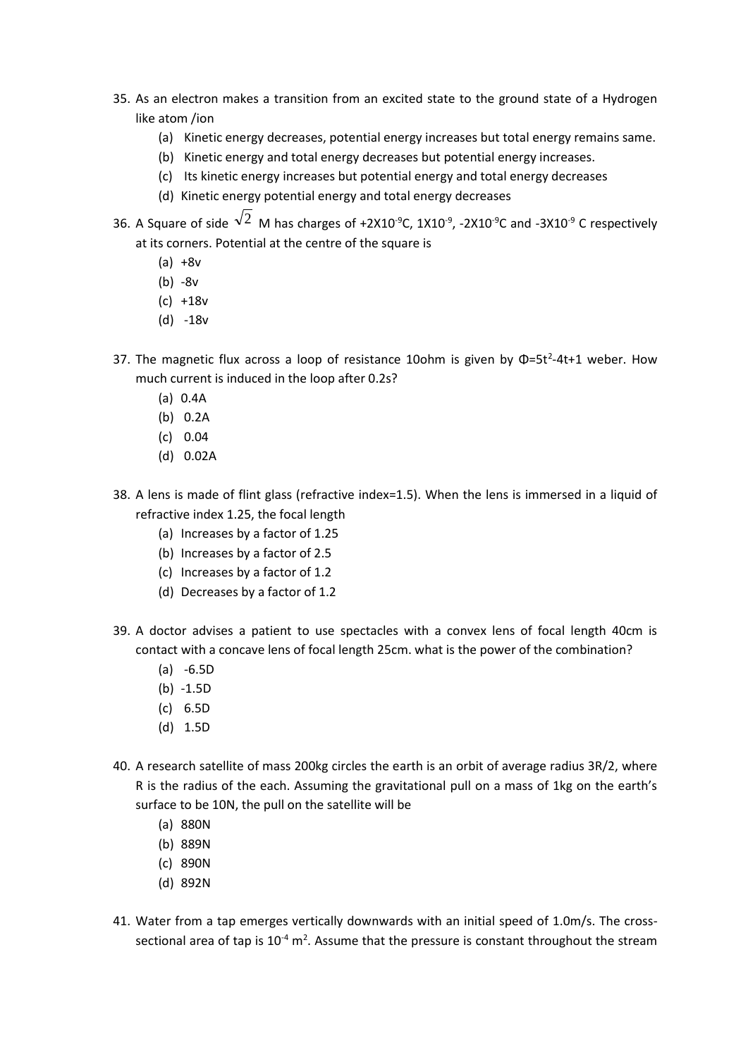35. As an electron makes a transition from an excited state to the ground state of a Hydrogen like atom /ion
    (a) Kinetic energy decreases, potential energy increases but total energy remains same.
    (b) Kinetic energy and total energy decreases but potential energy increases.
    (c) Its kinetic energy increases but potential energy and total energy decreases
    (d) Kinetic energy potential energy and total energy decreases

36. A Square of side $\sqrt{2}$ M has charges of $+2X10^{-9}$C, $1X10^{-9}$, $-2X10^{-9}$C and $-3X10^{-9}$ C respectively at its corners. Potential at the centre of the square is
    (a) +8v
    (b) -8v
    (c) +18v
    (d) -18v

37. The magnetic flux across a loop of resistance 10ohm is given by $\Phi=5t^2-4t+1$ weber. How much current is induced in the loop after 0.2s?
    (a) 0.4A
    (b) 0.2A
    (c) 0.04
    (d) 0.02A

38. A lens is made of flint glass (refractive index=1.5). When the lens is immersed in a liquid of refractive index 1.25, the focal length
    (a) Increases by a factor of 1.25
    (b) Increases by a factor of 2.5
    (c) Increases by a factor of 1.2
    (d) Decreases by a factor of 1.2

39. A doctor advises a patient to use spectacles with a convex lens of focal length 40cm is contact with a concave lens of focal length 25cm. what is the power of the combination?
    (a) -6.5D
    (b) -1.5D
    (c) 6.5D
    (d) 1.5D

40. A research satellite of mass 200kg circles the earth is an orbit of average radius 3R/2, where R is the radius of the each. Assuming the gravitational pull on a mass of 1kg on the earth's surface to be 10N, the pull on the satellite will be
    (a) 880N
    (b) 889N
    (c) 890N
    (d) 892N

41. Water from a tap emerges vertically downwards with an initial speed of 1.0m/s. The cross-sectional area of tap is $10^{-4}$ $m^2$. Assume that the pressure is constant throughout the stream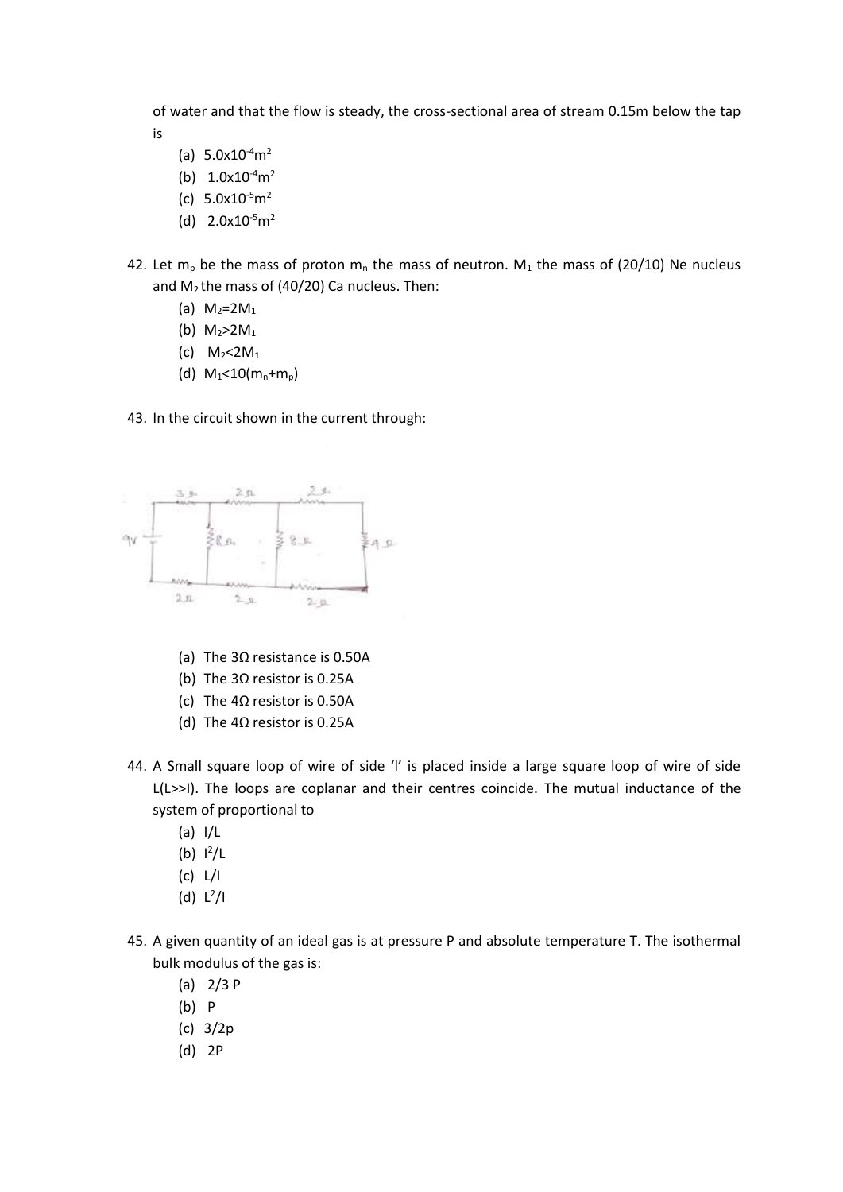of water and that the flow is steady, the cross-sectional area of stream 0.15m below the tap is

(a) $5.0 \times 10^{-4} m^2$
(b) $1.0 \times 10^{-4} m^2$
(c) $5.0 \times 10^{-5} m^2$
(d) $2.0 \times 10^{-5} m^2$

42. Let $m_p$ be the mass of proton $m_n$ the mass of neutron. $M_1$ the mass of (20/10) Ne nucleus and $M_2$ the mass of (40/20) Ca nucleus. Then:
    (a) $M_2 = 2M_1$
    (b) $M_2 > 2M_1$
    (c) $M_2 < 2M_1$
    (d) $M_1 < 10(m_n + m_p)$

43. In the circuit shown in the current through:

    (a) The 3Ω resistance is 0.50A
    (b) The 3Ω resistor is 0.25A
    (c) The 4Ω resistor is 0.50A
    (d) The 4Ω resistor is 0.25A

44. A Small square loop of wire of side 'l' is placed inside a large square loop of wire of side L(L>>l). The loops are coplanar and their centres coincide. The mutual inductance of the system of proportional to
    (a) l/L
    (b) $l^2/L$
    (c) L/l
    (d) $L^2/l$

45. A given quantity of an ideal gas is at pressure P and absolute temperature T. The isothermal bulk modulus of the gas is:
    (a) 2/3 P
    (b) P
    (c) 3/2p
    (d) 2P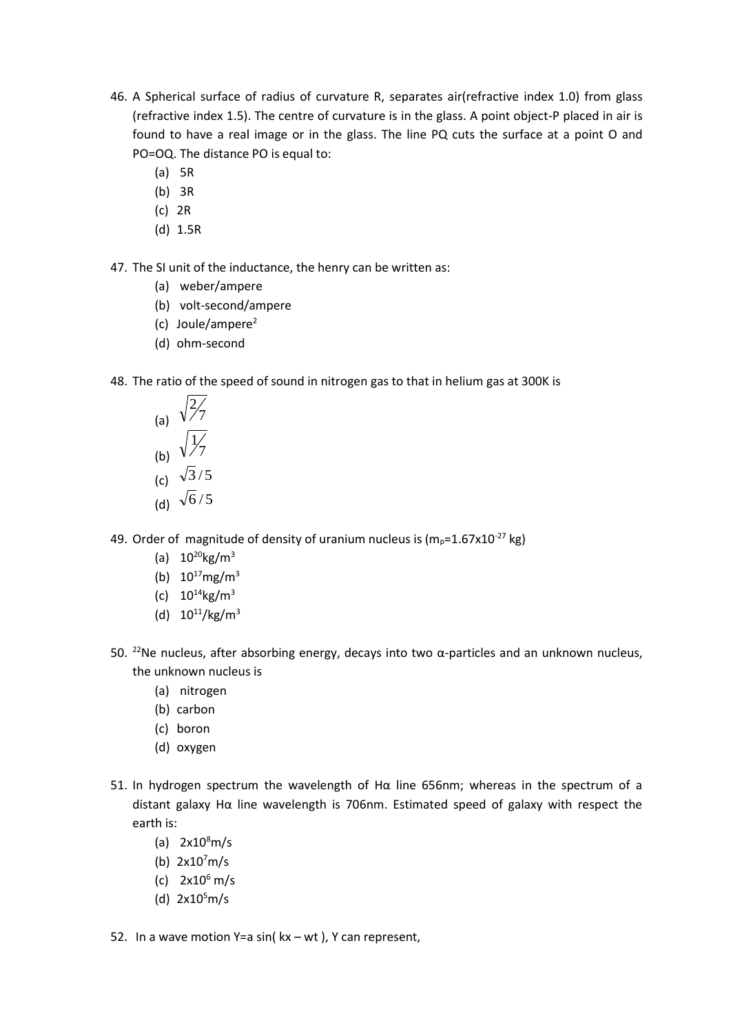46. A Spherical surface of radius of curvature R, separates air(refractive index 1.0) from glass (refractive index 1.5). The centre of curvature is in the glass. A point object-P placed in air is found to have a real image or in the glass. The line PQ cuts the surface at a point O and PO=OQ. The distance PO is equal to:
    - (a) 5R
    - (b) 3R
    - (c) 2R
    - (d) 1.5R

47. The SI unit of the inductance, the henry can be written as:
    - (a) weber/ampere
    - (b) volt-second/ampere
    - (c) Joule/ampere$^2$
    - (d) ohm-second

48. The ratio of the speed of sound in nitrogen gas to that in helium gas at 300K is
    - (a) $\sqrt{2/7}$
    - (b) $\sqrt{1/7}$
    - (c) $\sqrt{3}/5$
    - (d) $\sqrt{6}/5$

49. Order of magnitude of density of uranium nucleus is ($m_p$=1.67x10$^{-27}$ kg)
    - (a) $10^{20}$kg/m$^3$
    - (b) $10^{17}$mg/m$^3$
    - (c) $10^{14}$kg/m$^3$
    - (d) $10^{11}$/kg/m$^3$

50. $^{22}$Ne nucleus, after absorbing energy, decays into two α-particles and an unknown nucleus, the unknown nucleus is
    - (a) nitrogen
    - (b) carbon
    - (c) boron
    - (d) oxygen

51. In hydrogen spectrum the wavelength of Hα line 656nm; whereas in the spectrum of a distant galaxy Hα line wavelength is 706nm. Estimated speed of galaxy with respect the earth is:
    - (a) 2x$10^8$m/s
    - (b) 2x$10^7$m/s
    - (c) 2x$10^6$ m/s
    - (d) 2x$10^5$m/s

52. In a wave motion Y=a sin( kx – wt ), Y can represent,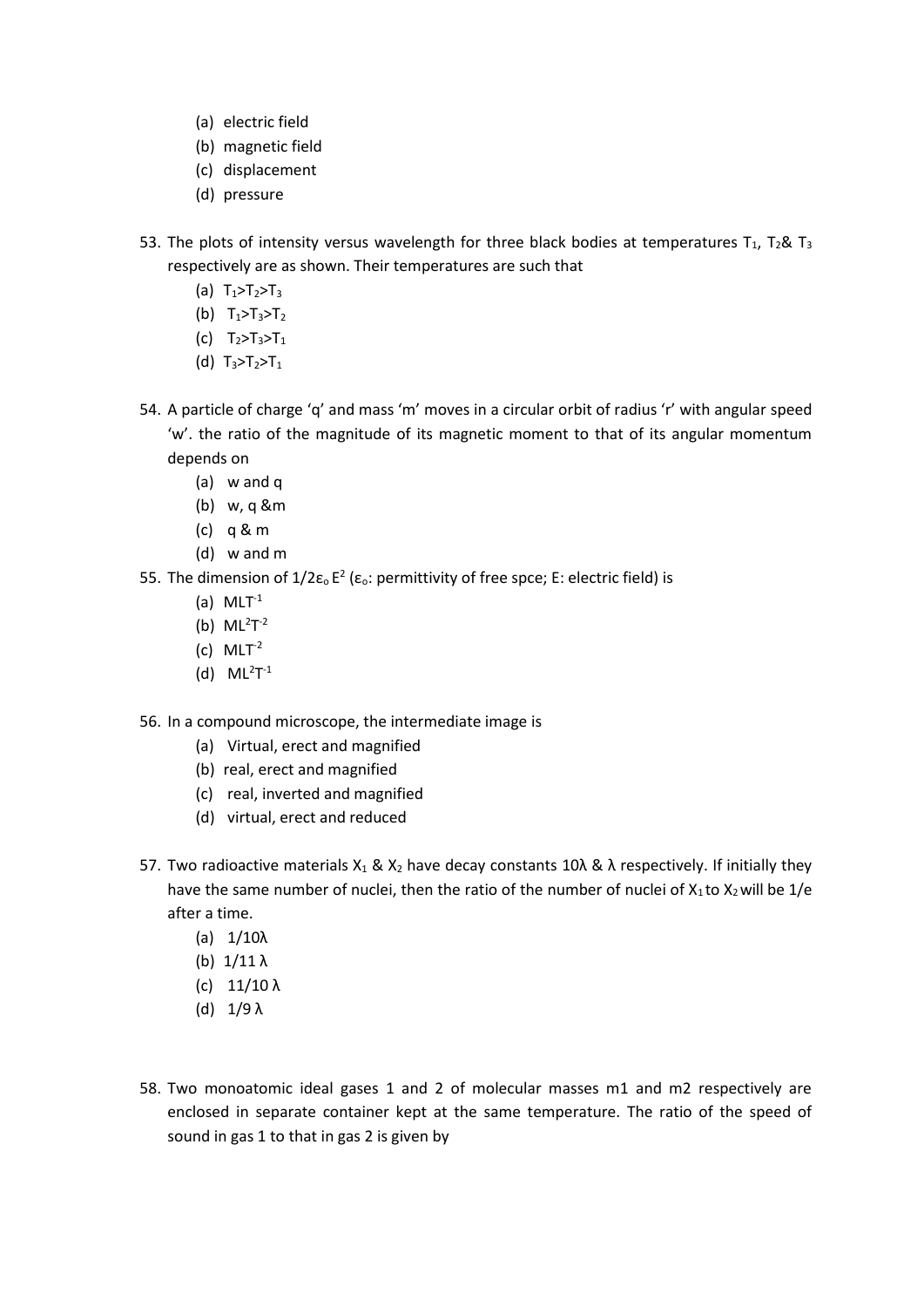(a) electric field
(b) magnetic field
(c) displacement
(d) pressure

53. The plots of intensity versus wavelength for three black bodies at temperatures $T_1$, $T_2$& $T_3$ respectively are as shown. Their temperatures are such that
   (a) $T_1>T_2>T_3$
   (b) $T_1>T_3>T_2$
   (c) $T_2>T_3>T_1$
   (d) $T_3>T_2>T_1$

54. A particle of charge 'q' and mass 'm' moves in a circular orbit of radius 'r' with angular speed 'w'. the ratio of the magnitude of its magnetic moment to that of its angular momentum depends on
   (a) w and q
   (b) w, q &m
   (c) q & m
   (d) w and m

55. The dimension of $1/2\varepsilon_o E^2$ ($\varepsilon_o$: permittivity of free spce; E: electric field) is
   (a) $MLT^{-1}$
   (b) $ML^2T^{-2}$
   (c) $MLT^{-2}$
   (d) $ML^2T^{-1}$

56. In a compound microscope, the intermediate image is
   (a) Virtual, erect and magnified
   (b) real, erect and magnified
   (c) real, inverted and magnified
   (d) virtual, erect and reduced

57. Two radioactive materials $X_1$ & $X_2$ have decay constants $10\lambda$ & $\lambda$ respectively. If initially they have the same number of nuclei, then the ratio of the number of nuclei of $X_1$ to $X_2$ will be 1/e after a time.
   (a) $1/10\lambda$
   (b) $1/11\,\lambda$
   (c) $11/10\,\lambda$
   (d) $1/9\,\lambda$

58. Two monoatomic ideal gases 1 and 2 of molecular masses m1 and m2 respectively are enclosed in separate container kept at the same temperature. The ratio of the speed of sound in gas 1 to that in gas 2 is given by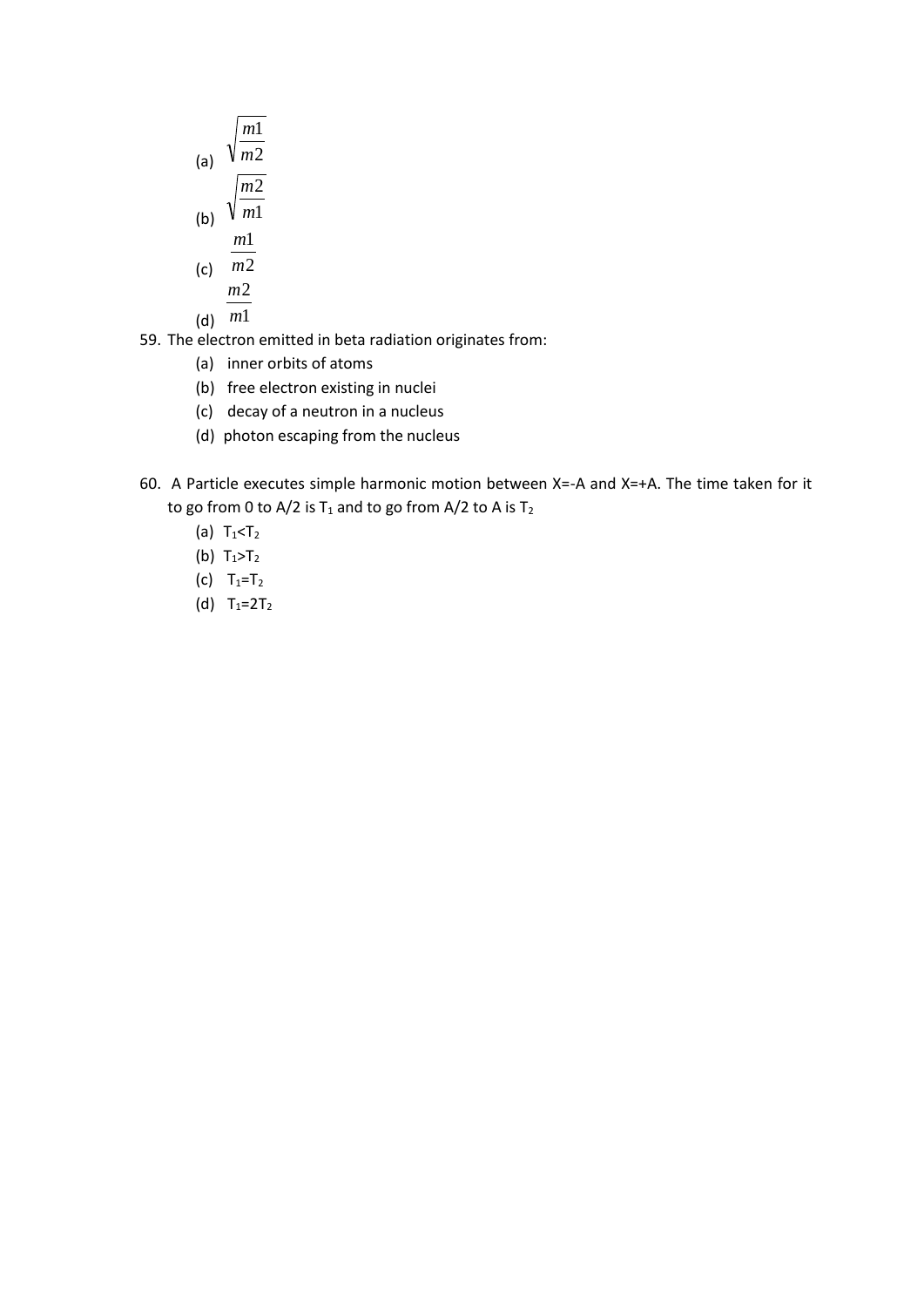(a) $\sqrt{\frac{m1}{m2}}$

(b) $\sqrt{\frac{m2}{m1}}$

(c) $\frac{m1}{m2}$

(d) $\frac{m2}{m1}$

59. The electron emitted in beta radiation originates from:

   (a) inner orbits of atoms

   (b) free electron existing in nuclei

   (c) decay of a neutron in a nucleus

   (d) photon escaping from the nucleus

60. A Particle executes simple harmonic motion between X=-A and X=+A. The time taken for it to go from 0 to A/2 is $T_1$ and to go from A/2 to A is $T_2$

   (a) $T_1 < T_2$

   (b) $T_1 > T_2$

   (c) $T_1 = T_2$

   (d) $T_1 = 2T_2$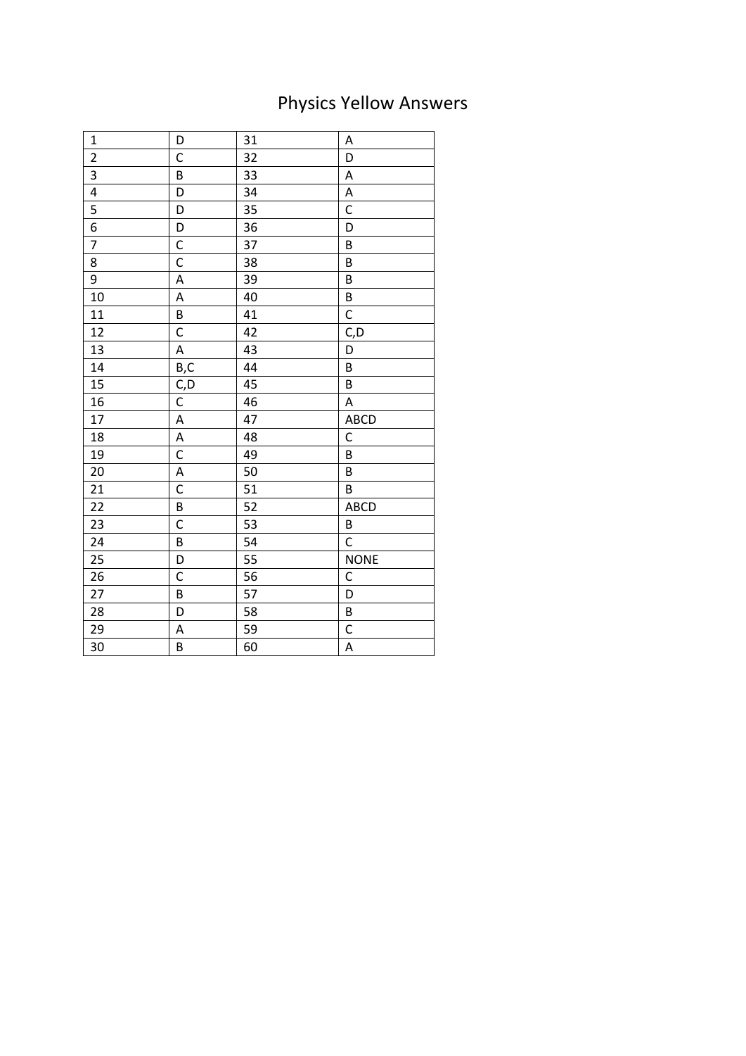# Physics Yellow Answers

| | | | |
|---|---|---|---|
| 1 | D | 31 | A |
| 2 | C | 32 | D |
| 3 | B | 33 | A |
| 4 | D | 34 | A |
| 5 | D | 35 | C |
| 6 | D | 36 | D |
| 7 | C | 37 | B |
| 8 | C | 38 | B |
| 9 | A | 39 | B |
| 10 | A | 40 | B |
| 11 | B | 41 | C |
| 12 | C | 42 | C,D |
| 13 | A | 43 | D |
| 14 | B,C | 44 | B |
| 15 | C,D | 45 | B |
| 16 | C | 46 | A |
| 17 | A | 47 | ABCD |
| 18 | A | 48 | C |
| 19 | C | 49 | B |
| 20 | A | 50 | B |
| 21 | C | 51 | B |
| 22 | B | 52 | ABCD |
| 23 | C | 53 | B |
| 24 | B | 54 | C |
| 25 | D | 55 | NONE |
| 26 | C | 56 | C |
| 27 | B | 57 | D |
| 28 | D | 58 | B |
| 29 | A | 59 | C |
| 30 | B | 60 | A |